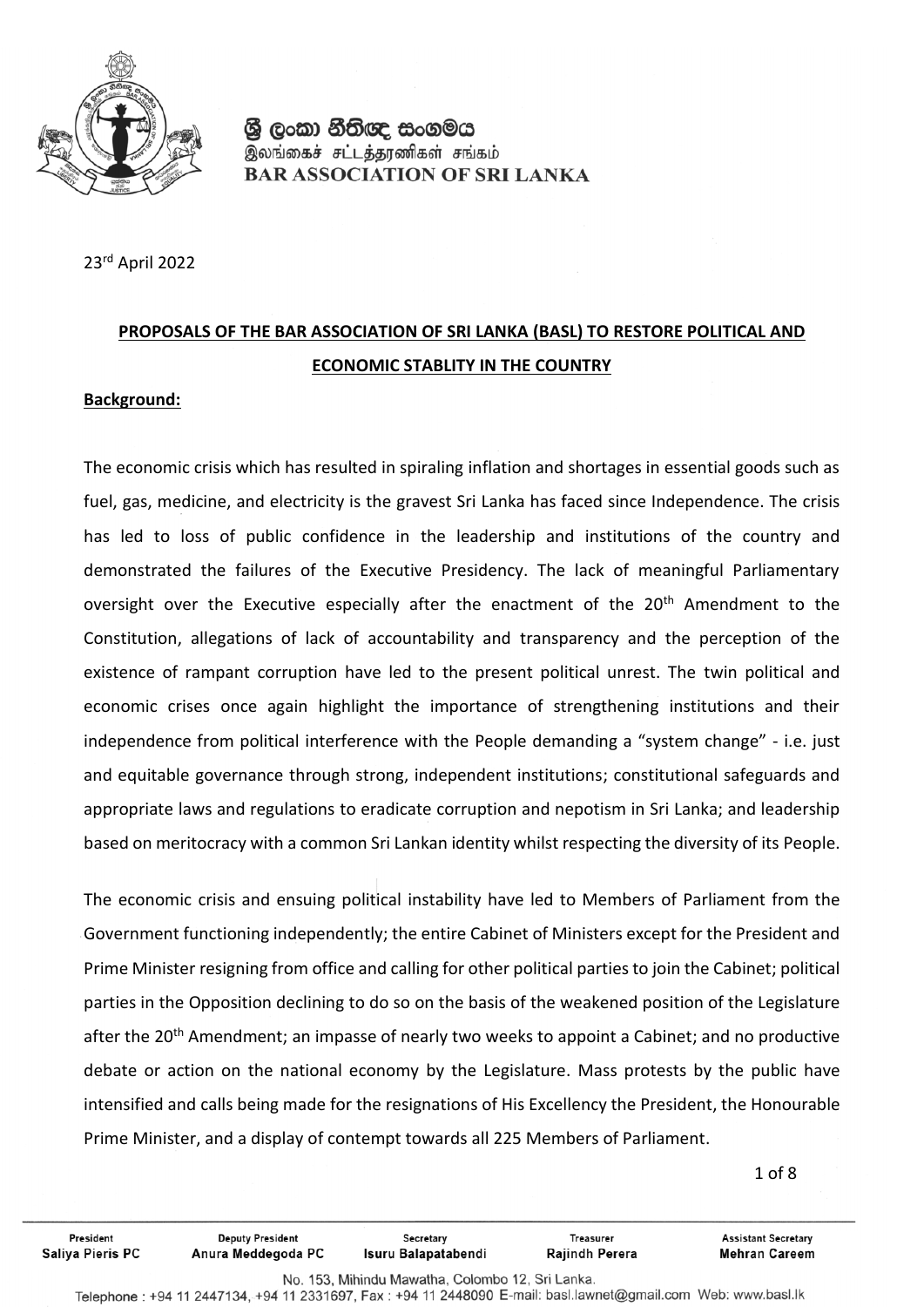ශ්‍රී ලංකා නීතිඥ සංගමය
இலங்கைச் சட்டத்தரணிகள் சங்கம்
**BAR ASSOCIATION OF SRI LANKA**

23rd April 2022

## PROPOSALS OF THE BAR ASSOCIATION OF SRI LANKA (BASL) TO RESTORE POLITICAL AND ECONOMIC STABLITY IN THE COUNTRY

### Background:

The economic crisis which has resulted in spiraling inflation and shortages in essential goods such as fuel, gas, medicine, and electricity is the gravest Sri Lanka has faced since Independence. The crisis has led to loss of public confidence in the leadership and institutions of the country and demonstrated the failures of the Executive Presidency. The lack of meaningful Parliamentary oversight over the Executive especially after the enactment of the 20th Amendment to the Constitution, allegations of lack of accountability and transparency and the perception of the existence of rampant corruption have led to the present political unrest. The twin political and economic crises once again highlight the importance of strengthening institutions and their independence from political interference with the People demanding a "system change" - i.e. just and equitable governance through strong, independent institutions; constitutional safeguards and appropriate laws and regulations to eradicate corruption and nepotism in Sri Lanka; and leadership based on meritocracy with a common Sri Lankan identity whilst respecting the diversity of its People.

The economic crisis and ensuing political instability have led to Members of Parliament from the Government functioning independently; the entire Cabinet of Ministers except for the President and Prime Minister resigning from office and calling for other political parties to join the Cabinet; political parties in the Opposition declining to do so on the basis of the weakened position of the Legislature after the 20th Amendment; an impasse of nearly two weeks to appoint a Cabinet; and no productive debate or action on the national economy by the Legislature. Mass protests by the public have intensified and calls being made for the resignations of His Excellency the President, the Honourable Prime Minister, and a display of contempt towards all 225 Members of Parliament.

| President | Deputy President | Secretary | Treasurer | Assistant Secretary |
| --- | --- | --- | --- | --- |
| Saliya Pieris PC | Anura Meddegoda PC | Isuru Balapatabendi | Rajindh Perera | Mehran Careem |

No. 153, Mihindu Mawatha, Colombo 12, Sri Lanka.
Telephone : +94 11 2447134, +94 11 2331697, Fax : +94 11 2448090 E-mail: basl.lawnet@gmail.com Web: www.basl.lk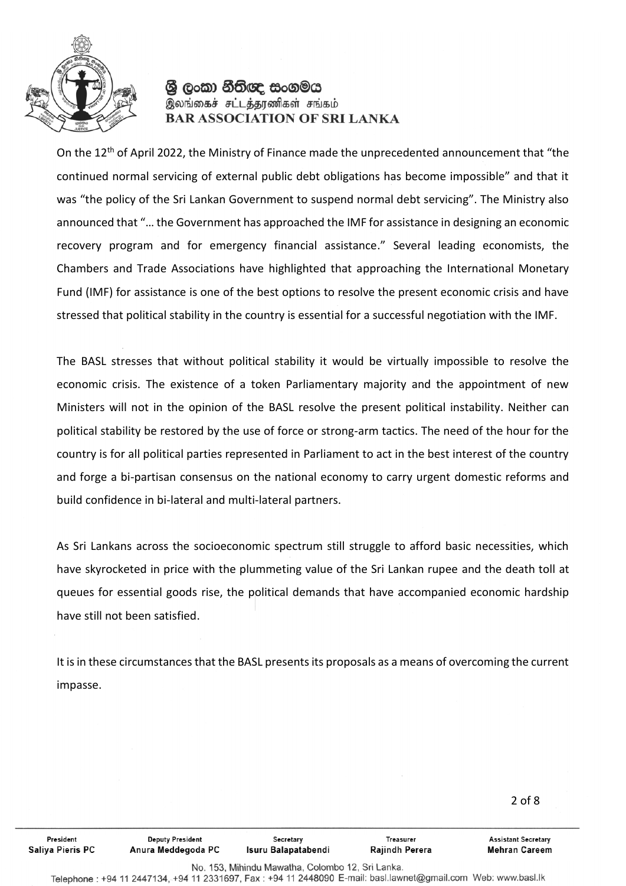On the 12th of April 2022, the Ministry of Finance made the unprecedented announcement that "the continued normal servicing of external public debt obligations has become impossible" and that it was "the policy of the Sri Lankan Government to suspend normal debt servicing". The Ministry also announced that "… the Government has approached the IMF for assistance in designing an economic recovery program and for emergency financial assistance." Several leading economists, the Chambers and Trade Associations have highlighted that approaching the International Monetary Fund (IMF) for assistance is one of the best options to resolve the present economic crisis and have stressed that political stability in the country is essential for a successful negotiation with the IMF.

The BASL stresses that without political stability it would be virtually impossible to resolve the economic crisis. The existence of a token Parliamentary majority and the appointment of new Ministers will not in the opinion of the BASL resolve the present political instability. Neither can political stability be restored by the use of force or strong-arm tactics. The need of the hour for the country is for all political parties represented in Parliament to act in the best interest of the country and forge a bi-partisan consensus on the national economy to carry urgent domestic reforms and build confidence in bi-lateral and multi-lateral partners.

As Sri Lankans across the socioeconomic spectrum still struggle to afford basic necessities, which have skyrocketed in price with the plummeting value of the Sri Lankan rupee and the death toll at queues for essential goods rise, the political demands that have accompanied economic hardship have still not been satisfied.

It is in these circumstances that the BASL presents its proposals as a means of overcoming the current impasse.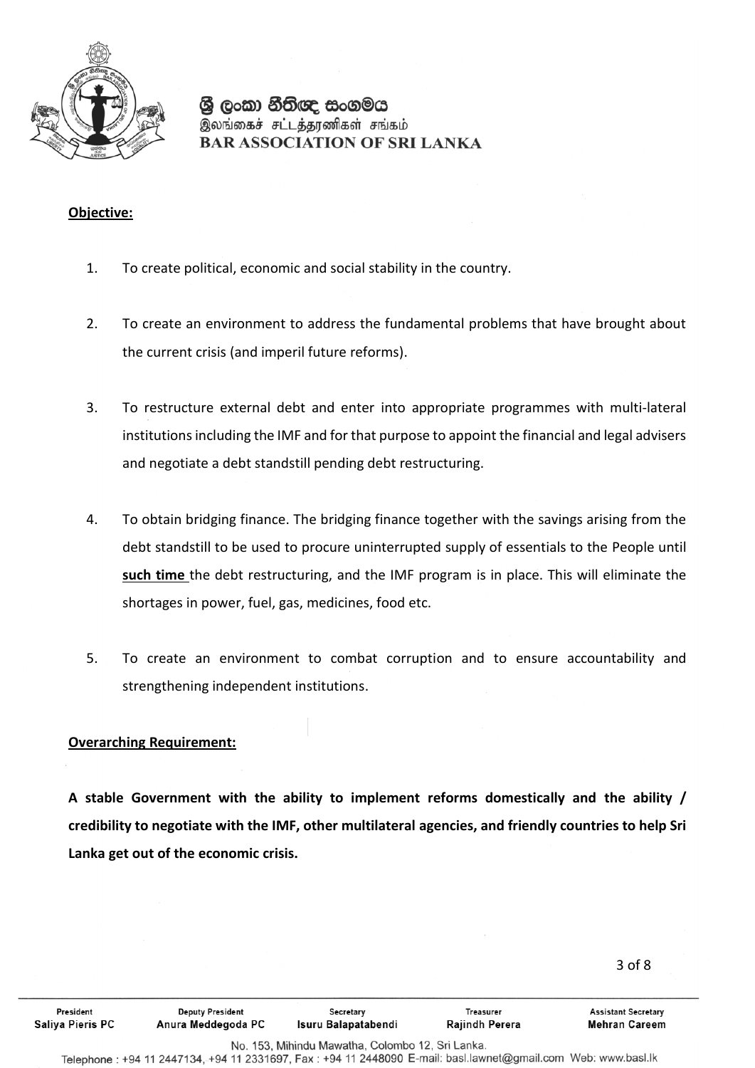**<u>Objective:</u>**

1. To create political, economic and social stability in the country.

2. To create an environment to address the fundamental problems that have brought about the current crisis (and imperil future reforms).

3. To restructure external debt and enter into appropriate programmes with multi-lateral institutions including the IMF and for that purpose to appoint the financial and legal advisers and negotiate a debt standstill pending debt restructuring.

4. To obtain bridging finance. The bridging finance together with the savings arising from the debt standstill to be used to procure uninterrupted supply of essentials to the People until **<u>such time</u>** the debt restructuring, and the IMF program is in place. This will eliminate the shortages in power, fuel, gas, medicines, food etc.

5. To create an environment to combat corruption and to ensure accountability and strengthening independent institutions.

**<u>Overarching Requirement:</u>**

**A stable Government with the ability to implement reforms domestically and the ability / credibility to negotiate with the IMF, other multilateral agencies, and friendly countries to help Sri Lanka get out of the economic crisis.**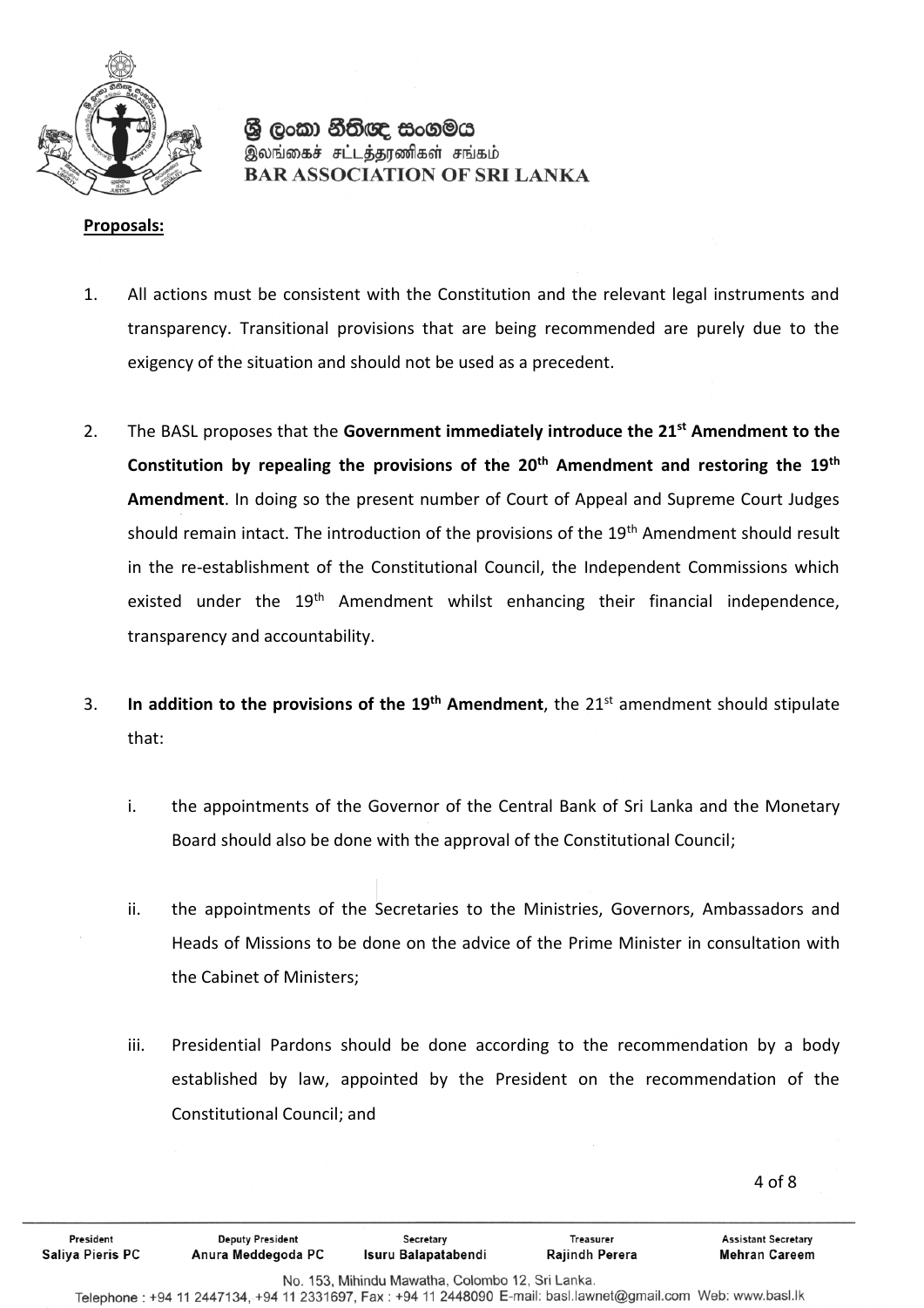**Proposals:**

1. All actions must be consistent with the Constitution and the relevant legal instruments and transparency. Transitional provisions that are being recommended are purely due to the exigency of the situation and should not be used as a precedent.

2. The BASL proposes that the **Government immediately introduce the 21st Amendment to the Constitution by repealing the provisions of the 20th Amendment and restoring the 19th Amendment**. In doing so the present number of Court of Appeal and Supreme Court Judges should remain intact. The introduction of the provisions of the 19th Amendment should result in the re-establishment of the Constitutional Council, the Independent Commissions which existed under the 19th Amendment whilst enhancing their financial independence, transparency and accountability.

3. **In addition to the provisions of the 19th Amendment**, the 21st amendment should stipulate that:

   i. the appointments of the Governor of the Central Bank of Sri Lanka and the Monetary Board should also be done with the approval of the Constitutional Council;

   ii. the appointments of the Secretaries to the Ministries, Governors, Ambassadors and Heads of Missions to be done on the advice of the Prime Minister in consultation with the Cabinet of Ministers;

   iii. Presidential Pardons should be done according to the recommendation by a body established by law, appointed by the President on the recommendation of the Constitutional Council; and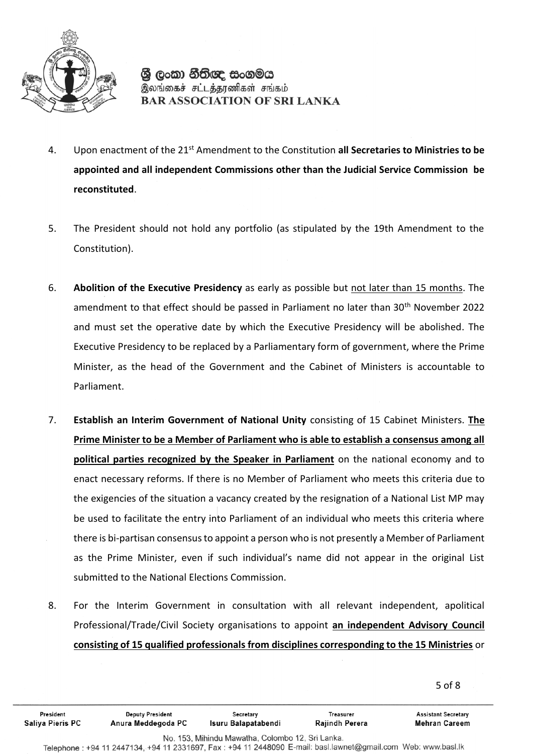4. Upon enactment of the 21st Amendment to the Constitution **all Secretaries to Ministries to be appointed and all independent Commissions other than the Judicial Service Commission be reconstituted**.

5. The President should not hold any portfolio (as stipulated by the 19th Amendment to the Constitution).

6. **Abolition of the Executive Presidency** as early as possible but <u>not later than 15 months</u>. The amendment to that effect should be passed in Parliament no later than 30th November 2022 and must set the operative date by which the Executive Presidency will be abolished. The Executive Presidency to be replaced by a Parliamentary form of government, where the Prime Minister, as the head of the Government and the Cabinet of Ministers is accountable to Parliament.

7. **Establish an Interim Government of National Unity** consisting of 15 Cabinet Ministers. **<u>The Prime Minister to be a Member of Parliament who is able to establish a consensus among all political parties recognized by the Speaker in Parliament</u>** on the national economy and to enact necessary reforms. If there is no Member of Parliament who meets this criteria due to the exigencies of the situation a vacancy created by the resignation of a National List MP may be used to facilitate the entry into Parliament of an individual who meets this criteria where there is bi-partisan consensus to appoint a person who is not presently a Member of Parliament as the Prime Minister, even if such individual's name did not appear in the original List submitted to the National Elections Commission.

8. For the Interim Government in consultation with all relevant independent, apolitical Professional/Trade/Civil Society organisations to appoint **<u>an independent Advisory Council consisting of 15 qualified professionals from disciplines corresponding to the 15 Ministries</u>** or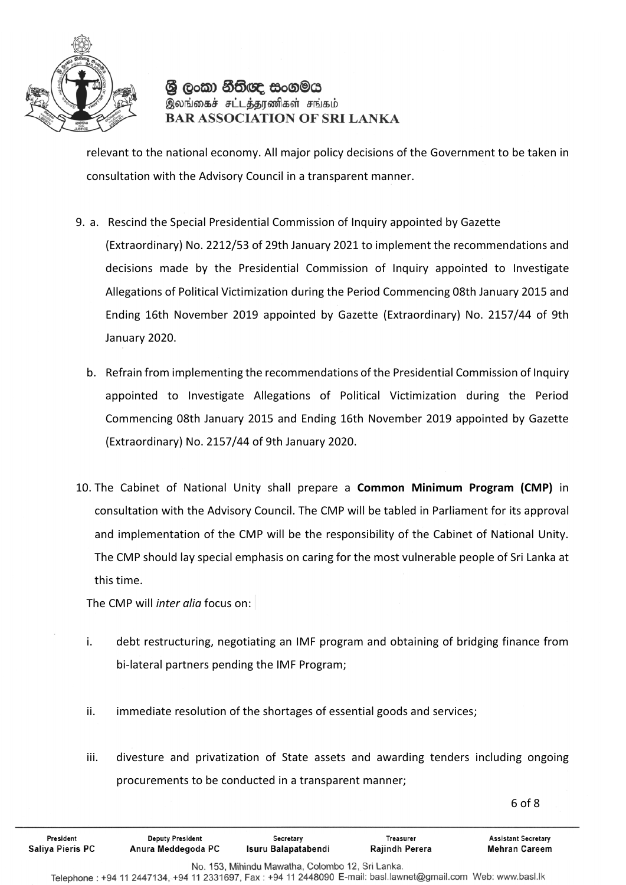relevant to the national economy. All major policy decisions of the Government to be taken in consultation with the Advisory Council in a transparent manner.

9. a. Rescind the Special Presidential Commission of Inquiry appointed by Gazette (Extraordinary) No. 2212/53 of 29th January 2021 to implement the recommendations and decisions made by the Presidential Commission of Inquiry appointed to Investigate Allegations of Political Victimization during the Period Commencing 08th January 2015 and Ending 16th November 2019 appointed by Gazette (Extraordinary) No. 2157/44 of 9th January 2020.

   b. Refrain from implementing the recommendations of the Presidential Commission of Inquiry appointed to Investigate Allegations of Political Victimization during the Period Commencing 08th January 2015 and Ending 16th November 2019 appointed by Gazette (Extraordinary) No. 2157/44 of 9th January 2020.

10. The Cabinet of National Unity shall prepare a **Common Minimum Program (CMP)** in consultation with the Advisory Council. The CMP will be tabled in Parliament for its approval and implementation of the CMP will be the responsibility of the Cabinet of National Unity. The CMP should lay special emphasis on caring for the most vulnerable people of Sri Lanka at this time.

    The CMP will *inter alia* focus on:

    i. debt restructuring, negotiating an IMF program and obtaining of bridging finance from bi-lateral partners pending the IMF Program;

    ii. immediate resolution of the shortages of essential goods and services;

    iii. divesture and privatization of State assets and awarding tenders including ongoing procurements to be conducted in a transparent manner;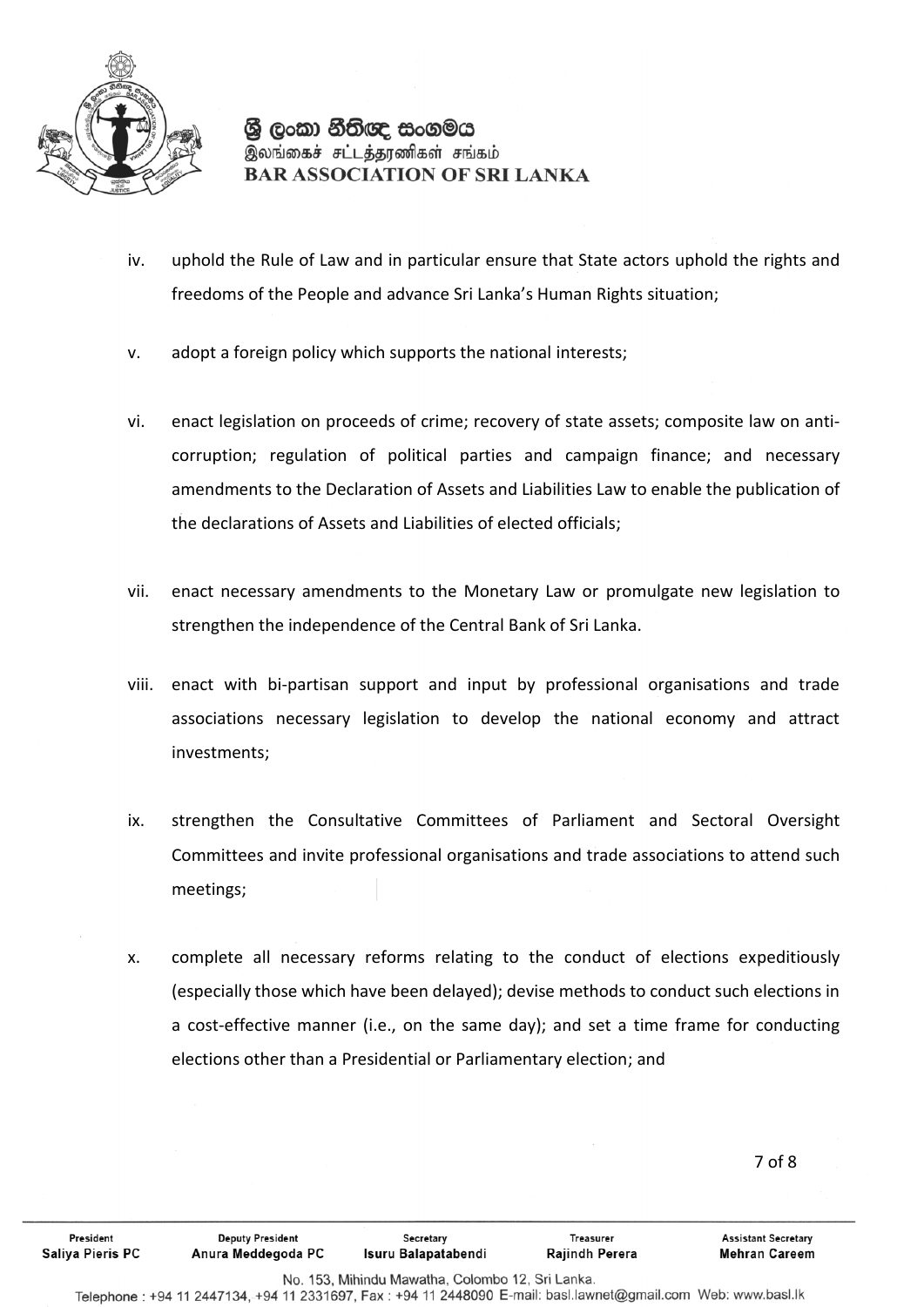iv. uphold the Rule of Law and in particular ensure that State actors uphold the rights and freedoms of the People and advance Sri Lanka's Human Rights situation;

v. adopt a foreign policy which supports the national interests;

vi. enact legislation on proceeds of crime; recovery of state assets; composite law on anti-corruption; regulation of political parties and campaign finance; and necessary amendments to the Declaration of Assets and Liabilities Law to enable the publication of the declarations of Assets and Liabilities of elected officials;

vii. enact necessary amendments to the Monetary Law or promulgate new legislation to strengthen the independence of the Central Bank of Sri Lanka.

viii. enact with bi-partisan support and input by professional organisations and trade associations necessary legislation to develop the national economy and attract investments;

ix. strengthen the Consultative Committees of Parliament and Sectoral Oversight Committees and invite professional organisations and trade associations to attend such meetings;

x. complete all necessary reforms relating to the conduct of elections expeditiously (especially those which have been delayed); devise methods to conduct such elections in a cost-effective manner (i.e., on the same day); and set a time frame for conducting elections other than a Presidential or Parliamentary election; and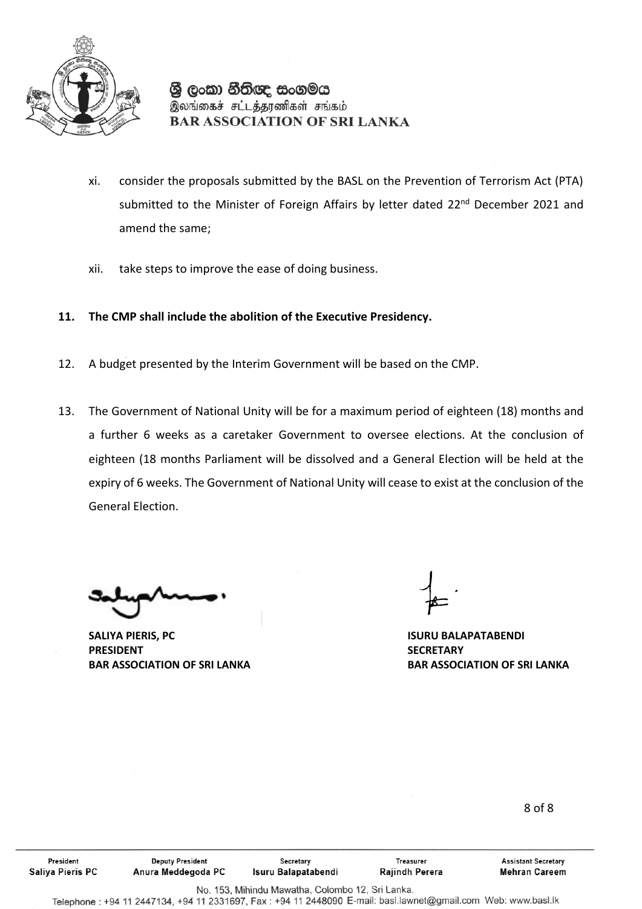xi. consider the proposals submitted by the BASL on the Prevention of Terrorism Act (PTA) submitted to the Minister of Foreign Affairs by letter dated 22nd December 2021 and amend the same;

xii. take steps to improve the ease of doing business.

**11. The CMP shall include the abolition of the Executive Presidency.**

12. A budget presented by the Interim Government will be based on the CMP.

13. The Government of National Unity will be for a maximum period of eighteen (18) months and a further 6 weeks as a caretaker Government to oversee elections. At the conclusion of eighteen (18 months Parliament will be dissolved and a General Election will be held at the expiry of 6 weeks. The Government of National Unity will cease to exist at the conclusion of the General Election.

**SALIYA PIERIS, PC**
**PRESIDENT**
**BAR ASSOCIATION OF SRI LANKA**

**ISURU BALAPATABENDI**
**SECRETARY**
**BAR ASSOCIATION OF SRI LANKA**